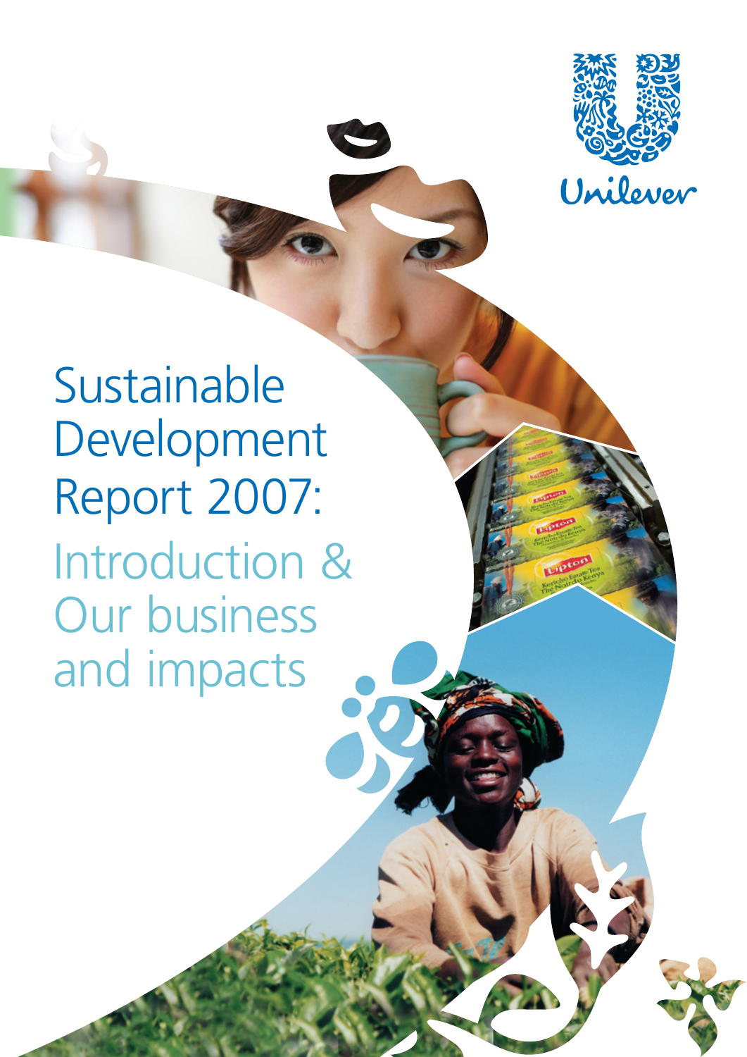Unilever

# Sustainable Development Report 2007:

## Introduction & Our business and impacts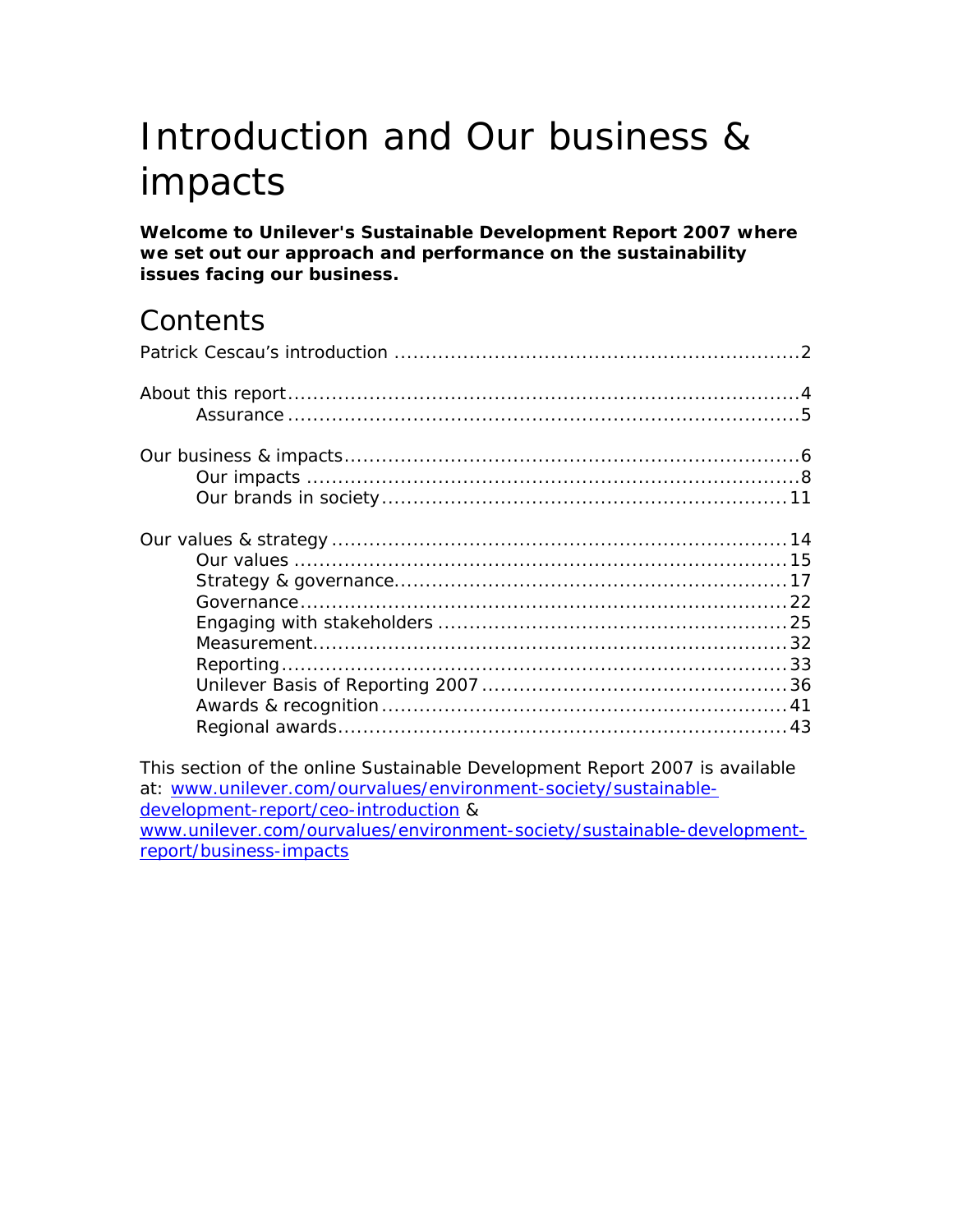# Introduction and Our business & impacts

**Welcome to Unilever's Sustainable Development Report 2007 where we set out our approach and performance on the sustainability issues facing our business.**

## Contents

Patrick Cescau's introduction ........................................................ 2

About this report ........................................................................ 4
- Assurance ............................................................................. 5

Our business & impacts ................................................................ 6
- Our impacts .......................................................................... 8
- Our brands in society ............................................................ 11

Our values & strategy ................................................................. 14
- Our values .......................................................................... 15
- Strategy & governance ........................................................... 17
- Governance ......................................................................... 22
- Engaging with stakeholders ................................................... 25
- Measurement ....................................................................... 32
- Reporting ........................................................................... 33
- Unilever Basis of Reporting 2007 ............................................ 36
- Awards & recognition ............................................................ 41
- Regional awards .................................................................. 43

This section of the online Sustainable Development Report 2007 is available at: [www.unilever.com/ourvalues/environment-society/sustainable-development-report/ceo-introduction](http://www.unilever.com/ourvalues/environment-society/sustainable-development-report/ceo-introduction) & [www.unilever.com/ourvalues/environment-society/sustainable-development-report/business-impacts](http://www.unilever.com/ourvalues/environment-society/sustainable-development-report/business-impacts)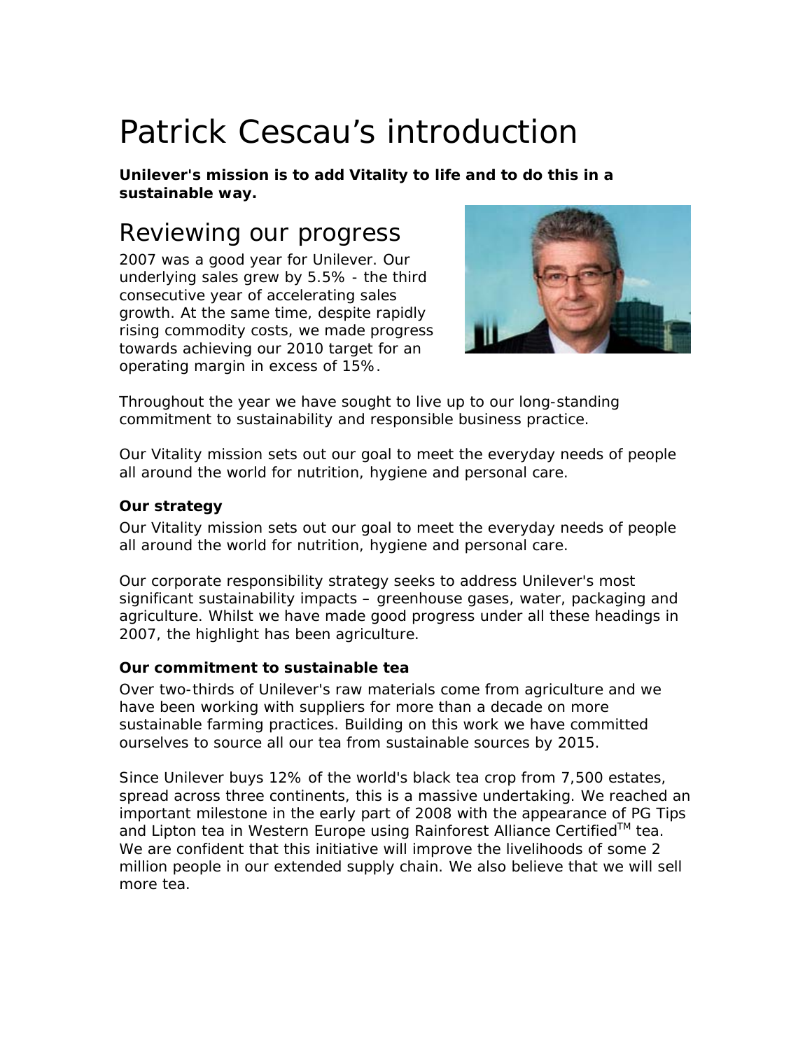# Patrick Cescau's introduction

**Unilever's mission is to add Vitality to life and to do this in a sustainable way.**

## Reviewing our progress

2007 was a good year for Unilever. Our underlying sales grew by 5.5% - the third consecutive year of accelerating sales growth. At the same time, despite rapidly rising commodity costs, we made progress towards achieving our 2010 target for an operating margin in excess of 15%.

Throughout the year we have sought to live up to our long-standing commitment to sustainability and responsible business practice.

Our Vitality mission sets out our goal to meet the everyday needs of people all around the world for nutrition, hygiene and personal care.

**Our strategy**

Our Vitality mission sets out our goal to meet the everyday needs of people all around the world for nutrition, hygiene and personal care.

Our corporate responsibility strategy seeks to address Unilever's most significant sustainability impacts – greenhouse gases, water, packaging and agriculture. Whilst we have made good progress under all these headings in 2007, the highlight has been agriculture.

**Our commitment to sustainable tea**

Over two-thirds of Unilever's raw materials come from agriculture and we have been working with suppliers for more than a decade on more sustainable farming practices. Building on this work we have committed ourselves to source all our tea from sustainable sources by 2015.

Since Unilever buys 12% of the world's black tea crop from 7,500 estates, spread across three continents, this is a massive undertaking. We reached an important milestone in the early part of 2008 with the appearance of PG Tips and Lipton tea in Western Europe using Rainforest Alliance Certified™ tea. We are confident that this initiative will improve the livelihoods of some 2 million people in our extended supply chain. We also believe that we will sell more tea.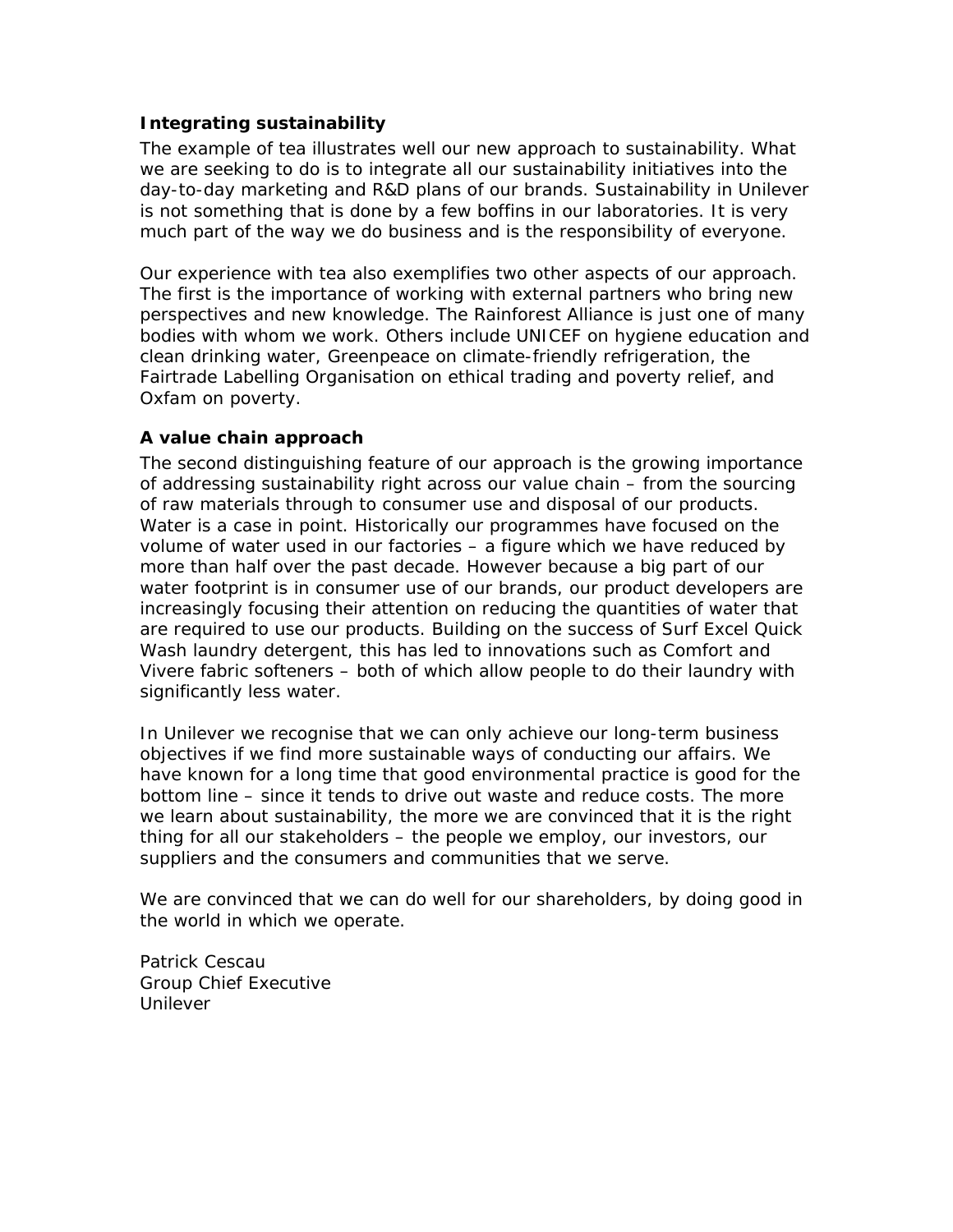**Integrating sustainability**

The example of tea illustrates well our new approach to sustainability. What we are seeking to do is to integrate all our sustainability initiatives into the day-to-day marketing and R&D plans of our brands. Sustainability in Unilever is not something that is done by a few boffins in our laboratories. It is very much part of the way we do business and is the responsibility of everyone.

Our experience with tea also exemplifies two other aspects of our approach. The first is the importance of working with external partners who bring new perspectives and new knowledge. The Rainforest Alliance is just one of many bodies with whom we work. Others include UNICEF on hygiene education and clean drinking water, Greenpeace on climate-friendly refrigeration, the Fairtrade Labelling Organisation on ethical trading and poverty relief, and Oxfam on poverty.

**A value chain approach**

The second distinguishing feature of our approach is the growing importance of addressing sustainability right across our value chain – from the sourcing of raw materials through to consumer use and disposal of our products. Water is a case in point. Historically our programmes have focused on the volume of water used in our factories – a figure which we have reduced by more than half over the past decade. However because a big part of our water footprint is in consumer use of our brands, our product developers are increasingly focusing their attention on reducing the quantities of water that are required to use our products. Building on the success of Surf Excel Quick Wash laundry detergent, this has led to innovations such as Comfort and Vivere fabric softeners – both of which allow people to do their laundry with significantly less water.

In Unilever we recognise that we can only achieve our long-term business objectives if we find more sustainable ways of conducting our affairs. We have known for a long time that good environmental practice is good for the bottom line – since it tends to drive out waste and reduce costs. The more we learn about sustainability, the more we are convinced that it is the right thing for all our stakeholders – the people we employ, our investors, our suppliers and the consumers and communities that we serve.

We are convinced that we can do well for our shareholders, by doing good in the world in which we operate.

Patrick Cescau
Group Chief Executive
Unilever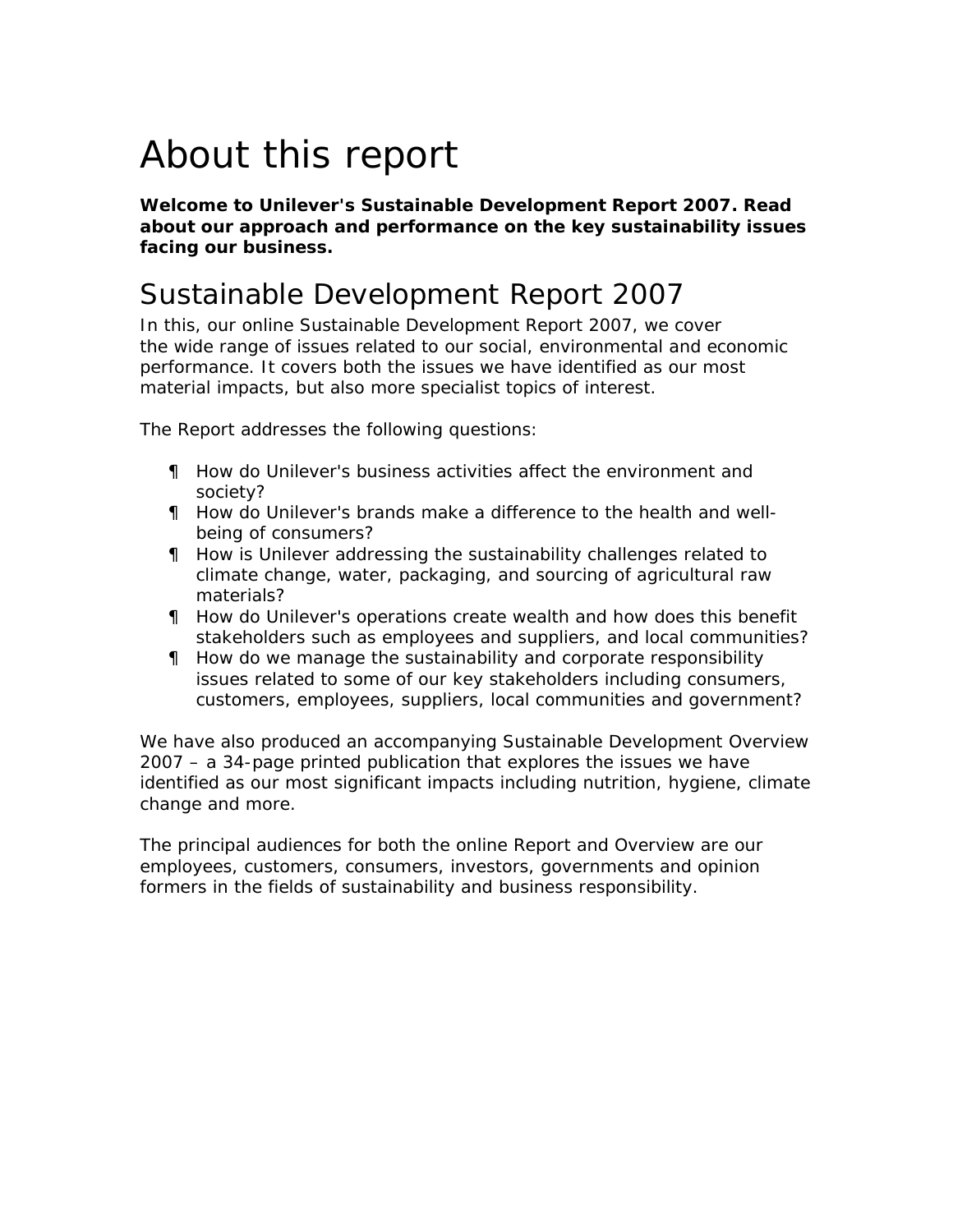# About this report

**Welcome to Unilever's Sustainable Development Report 2007. Read about our approach and performance on the key sustainability issues facing our business.**

## Sustainable Development Report 2007

In this, our online Sustainable Development Report 2007, we cover the wide range of issues related to our social, environmental and economic performance. It covers both the issues we have identified as our most material impacts, but also more specialist topics of interest.

The Report addresses the following questions:

- How do Unilever's business activities affect the environment and society?
- How do Unilever's brands make a difference to the health and well-being of consumers?
- How is Unilever addressing the sustainability challenges related to climate change, water, packaging, and sourcing of agricultural raw materials?
- How do Unilever's operations create wealth and how does this benefit stakeholders such as employees and suppliers, and local communities?
- How do we manage the sustainability and corporate responsibility issues related to some of our key stakeholders including consumers, customers, employees, suppliers, local communities and government?

We have also produced an accompanying Sustainable Development Overview 2007 – a 34-page printed publication that explores the issues we have identified as our most significant impacts including nutrition, hygiene, climate change and more.

The principal audiences for both the online Report and Overview are our employees, customers, consumers, investors, governments and opinion formers in the fields of sustainability and business responsibility.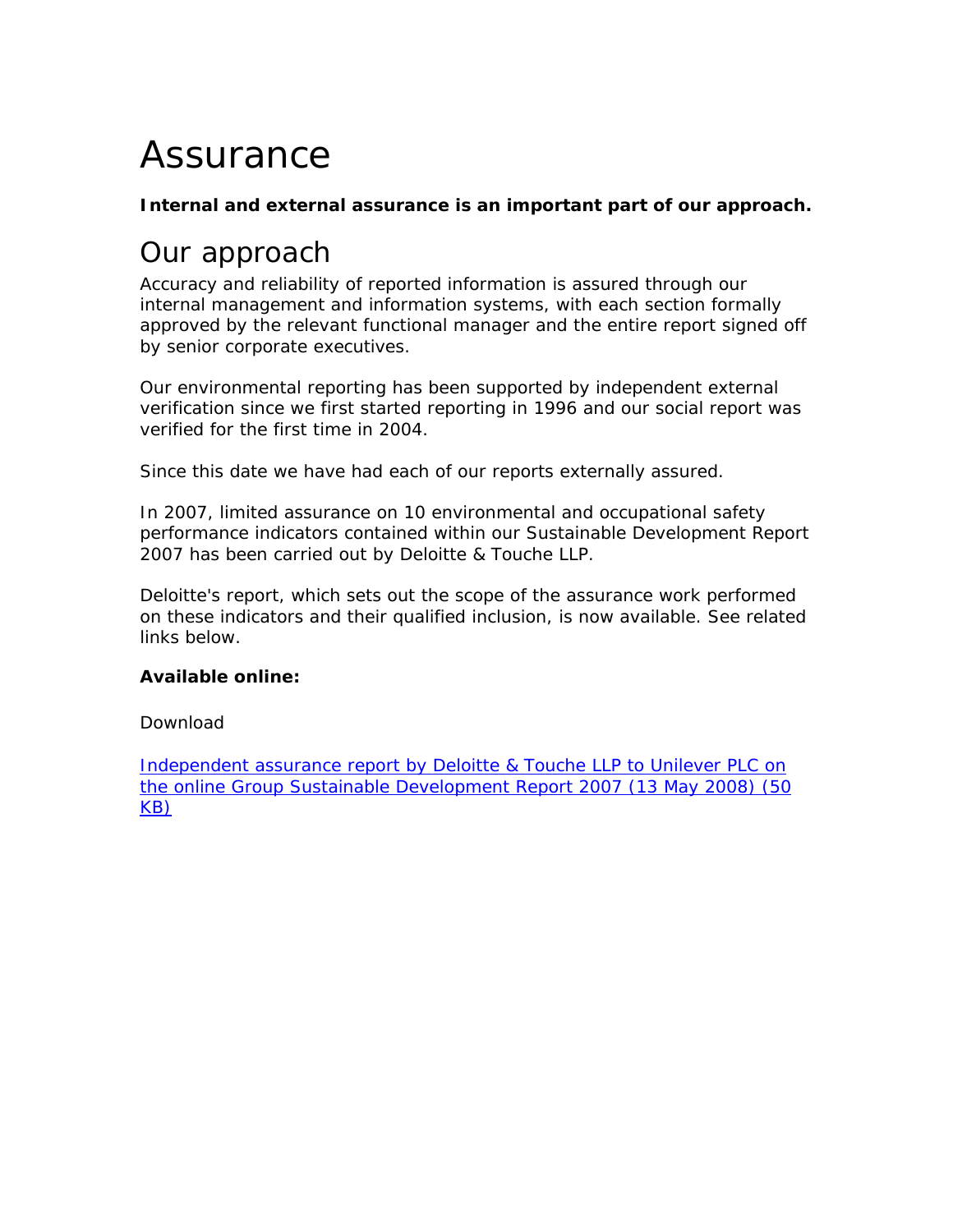# Assurance

**Internal and external assurance is an important part of our approach.**

## Our approach

Accuracy and reliability of reported information is assured through our internal management and information systems, with each section formally approved by the relevant functional manager and the entire report signed off by senior corporate executives.

Our environmental reporting has been supported by independent external verification since we first started reporting in 1996 and our social report was verified for the first time in 2004.

Since this date we have had each of our reports externally assured.

In 2007, limited assurance on 10 environmental and occupational safety performance indicators contained within our Sustainable Development Report 2007 has been carried out by Deloitte & Touche LLP.

Deloitte's report, which sets out the scope of the assurance work performed on these indicators and their qualified inclusion, is now available. See related links below.

**Available online:**

Download

Independent assurance report by Deloitte & Touche LLP to Unilever PLC on the online Group Sustainable Development Report 2007 (13 May 2008) (50 KB)